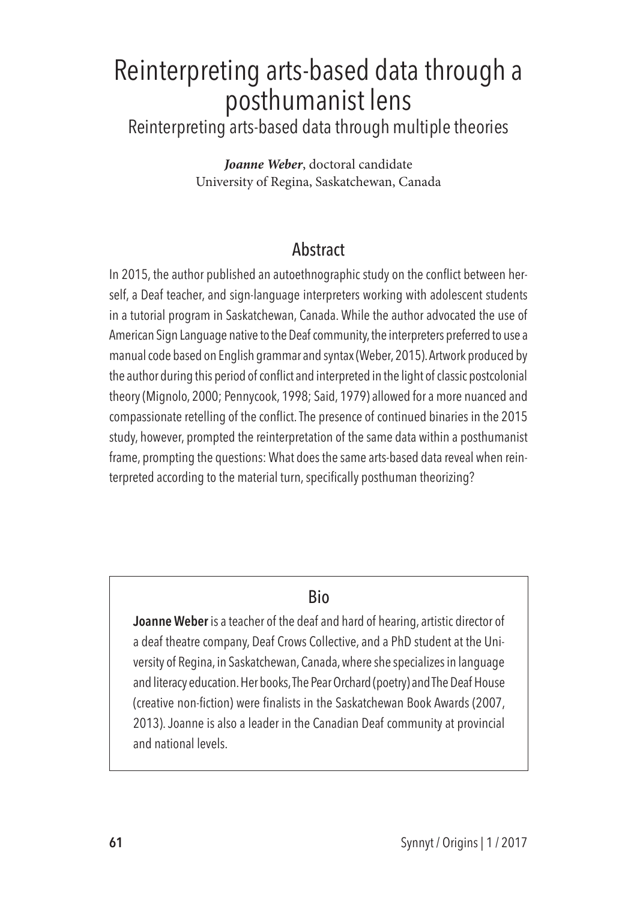# Reinterpreting arts-based data through a posthumanist lens

## Reinterpreting arts-based data through multiple theories

***Joanne Weber***, doctoral candidate
University of Regina, Saskatchewan, Canada

## Abstract

In 2015, the author published an autoethnographic study on the conflict between herself, a Deaf teacher, and sign-language interpreters working with adolescent students in a tutorial program in Saskatchewan, Canada. While the author advocated the use of American Sign Language native to the Deaf community, the interpreters preferred to use a manual code based on English grammar and syntax (Weber, 2015). Artwork produced by the author during this period of conflict and interpreted in the light of classic postcolonial theory (Mignolo, 2000; Pennycook, 1998; Said, 1979) allowed for a more nuanced and compassionate retelling of the conflict. The presence of continued binaries in the 2015 study, however, prompted the reinterpretation of the same data within a posthumanist frame, prompting the questions: What does the same arts-based data reveal when reinterpreted according to the material turn, specifically posthuman theorizing?

## Bio

**Joanne Weber** is a teacher of the deaf and hard of hearing, artistic director of a deaf theatre company, Deaf Crows Collective, and a PhD student at the University of Regina, in Saskatchewan, Canada, where she specializes in language and literacy education. Her books, The Pear Orchard (poetry) and The Deaf House (creative non-fiction) were finalists in the Saskatchewan Book Awards (2007, 2013). Joanne is also a leader in the Canadian Deaf community at provincial and national levels.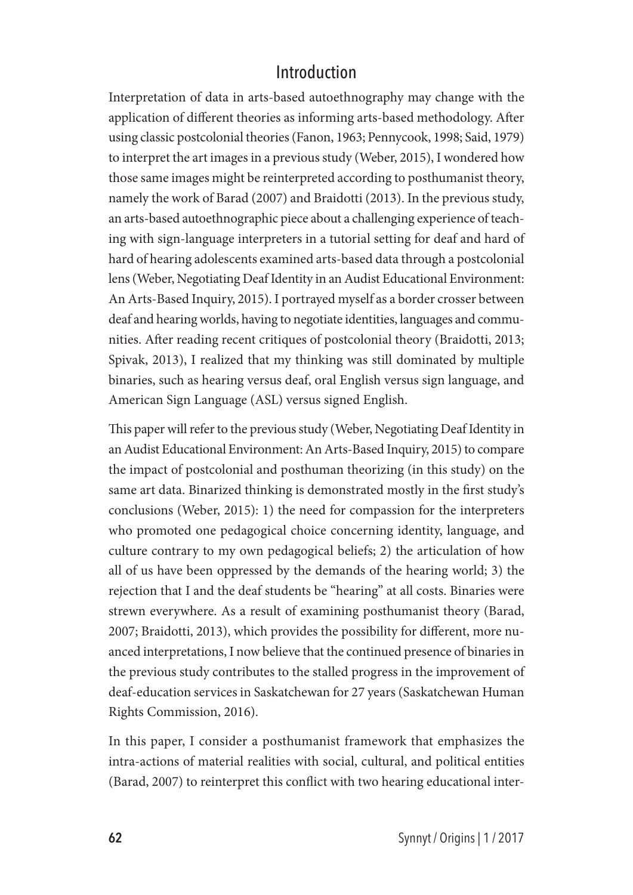## Introduction

Interpretation of data in arts-based autoethnography may change with the application of different theories as informing arts-based methodology. After using classic postcolonial theories (Fanon, 1963; Pennycook, 1998; Said, 1979) to interpret the art images in a previous study (Weber, 2015), I wondered how those same images might be reinterpreted according to posthumanist theory, namely the work of Barad (2007) and Braidotti (2013). In the previous study, an arts-based autoethnographic piece about a challenging experience of teaching with sign-language interpreters in a tutorial setting for deaf and hard of hard of hearing adolescents examined arts-based data through a postcolonial lens (Weber, Negotiating Deaf Identity in an Audist Educational Environment: An Arts-Based Inquiry, 2015). I portrayed myself as a border crosser between deaf and hearing worlds, having to negotiate identities, languages and communities. After reading recent critiques of postcolonial theory (Braidotti, 2013; Spivak, 2013), I realized that my thinking was still dominated by multiple binaries, such as hearing versus deaf, oral English versus sign language, and American Sign Language (ASL) versus signed English.

This paper will refer to the previous study (Weber, Negotiating Deaf Identity in an Audist Educational Environment: An Arts-Based Inquiry, 2015) to compare the impact of postcolonial and posthuman theorizing (in this study) on the same art data. Binarized thinking is demonstrated mostly in the first study's conclusions (Weber, 2015): 1) the need for compassion for the interpreters who promoted one pedagogical choice concerning identity, language, and culture contrary to my own pedagogical beliefs; 2) the articulation of how all of us have been oppressed by the demands of the hearing world; 3) the rejection that I and the deaf students be "hearing" at all costs. Binaries were strewn everywhere. As a result of examining posthumanist theory (Barad, 2007; Braidotti, 2013), which provides the possibility for different, more nuanced interpretations, I now believe that the continued presence of binaries in the previous study contributes to the stalled progress in the improvement of deaf-education services in Saskatchewan for 27 years (Saskatchewan Human Rights Commission, 2016).

In this paper, I consider a posthumanist framework that emphasizes the intra-actions of material realities with social, cultural, and political entities (Barad, 2007) to reinterpret this conflict with two hearing educational inter-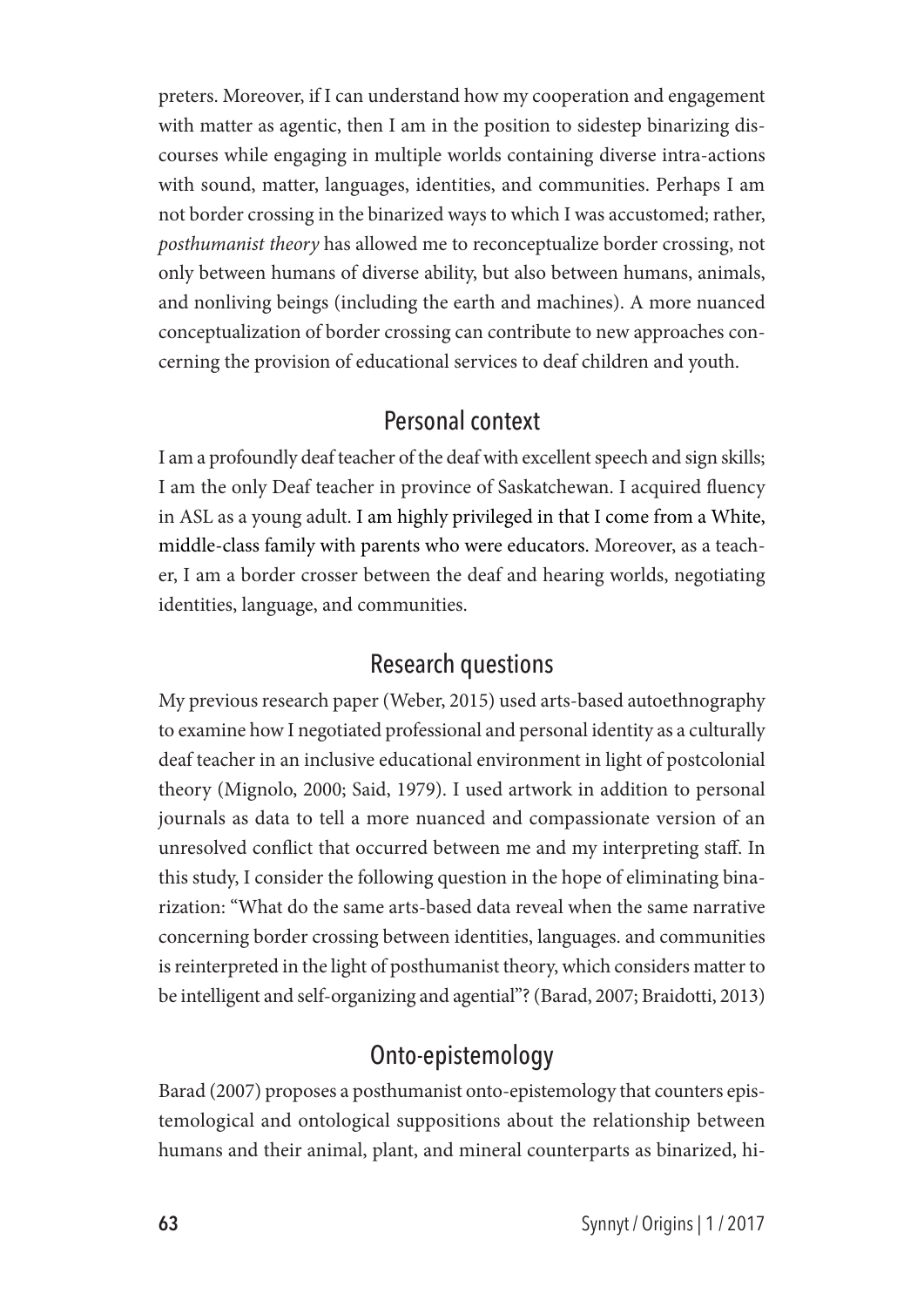preters. Moreover, if I can understand how my cooperation and engagement with matter as agentic, then I am in the position to sidestep binarizing discourses while engaging in multiple worlds containing diverse intra-actions with sound, matter, languages, identities, and communities. Perhaps I am not border crossing in the binarized ways to which I was accustomed; rather, *posthumanist theory* has allowed me to reconceptualize border crossing, not only between humans of diverse ability, but also between humans, animals, and nonliving beings (including the earth and machines). A more nuanced conceptualization of border crossing can contribute to new approaches concerning the provision of educational services to deaf children and youth.

## Personal context

I am a profoundly deaf teacher of the deaf with excellent speech and sign skills; I am the only Deaf teacher in province of Saskatchewan. I acquired fluency in ASL as a young adult. I am highly privileged in that I come from a White, middle-class family with parents who were educators. Moreover, as a teacher, I am a border crosser between the deaf and hearing worlds, negotiating identities, language, and communities.

## Research questions

My previous research paper (Weber, 2015) used arts-based autoethnography to examine how I negotiated professional and personal identity as a culturally deaf teacher in an inclusive educational environment in light of postcolonial theory (Mignolo, 2000; Said, 1979). I used artwork in addition to personal journals as data to tell a more nuanced and compassionate version of an unresolved conflict that occurred between me and my interpreting staff. In this study, I consider the following question in the hope of eliminating binarization: "What do the same arts-based data reveal when the same narrative concerning border crossing between identities, languages. and communities is reinterpreted in the light of posthumanist theory, which considers matter to be intelligent and self-organizing and agential"? (Barad, 2007; Braidotti, 2013)

## Onto-epistemology

Barad (2007) proposes a posthumanist onto-epistemology that counters epistemological and ontological suppositions about the relationship between humans and their animal, plant, and mineral counterparts as binarized, hi-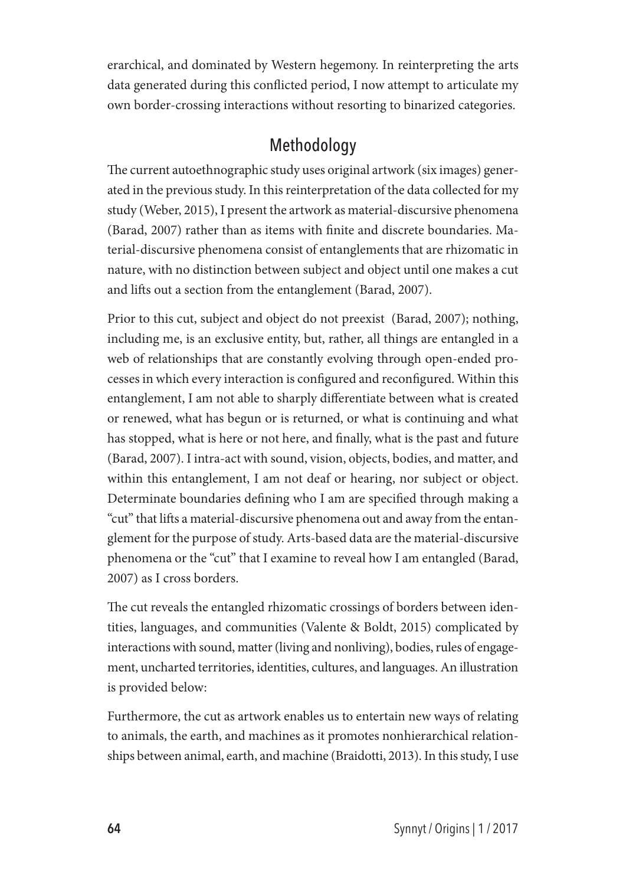erarchical, and dominated by Western hegemony. In reinterpreting the arts data generated during this conflicted period, I now attempt to articulate my own border-crossing interactions without resorting to binarized categories.

## Methodology

The current autoethnographic study uses original artwork (six images) generated in the previous study. In this reinterpretation of the data collected for my study (Weber, 2015), I present the artwork as material-discursive phenomena (Barad, 2007) rather than as items with finite and discrete boundaries. Material-discursive phenomena consist of entanglements that are rhizomatic in nature, with no distinction between subject and object until one makes a cut and lifts out a section from the entanglement (Barad, 2007).

Prior to this cut, subject and object do not preexist (Barad, 2007); nothing, including me, is an exclusive entity, but, rather, all things are entangled in a web of relationships that are constantly evolving through open-ended processes in which every interaction is configured and reconfigured. Within this entanglement, I am not able to sharply differentiate between what is created or renewed, what has begun or is returned, or what is continuing and what has stopped, what is here or not here, and finally, what is the past and future (Barad, 2007). I intra-act with sound, vision, objects, bodies, and matter, and within this entanglement, I am not deaf or hearing, nor subject or object. Determinate boundaries defining who I am are specified through making a "cut" that lifts a material-discursive phenomena out and away from the entanglement for the purpose of study. Arts-based data are the material-discursive phenomena or the "cut" that I examine to reveal how I am entangled (Barad, 2007) as I cross borders.

The cut reveals the entangled rhizomatic crossings of borders between identities, languages, and communities (Valente & Boldt, 2015) complicated by interactions with sound, matter (living and nonliving), bodies, rules of engagement, uncharted territories, identities, cultures, and languages. An illustration is provided below:

Furthermore, the cut as artwork enables us to entertain new ways of relating to animals, the earth, and machines as it promotes nonhierarchical relationships between animal, earth, and machine (Braidotti, 2013). In this study, I use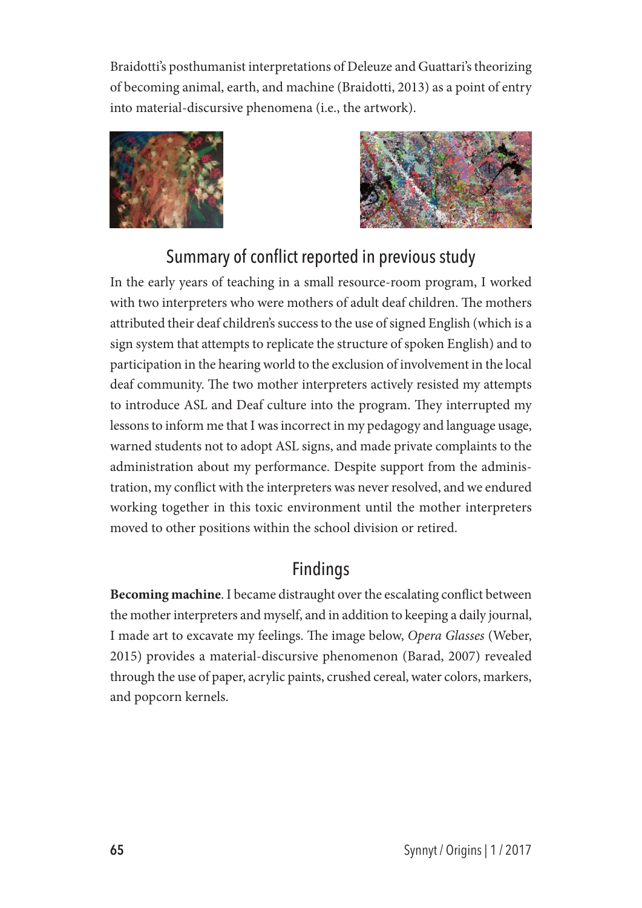Braidotti's posthumanist interpretations of Deleuze and Guattari's theorizing of becoming animal, earth, and machine (Braidotti, 2013) as a point of entry into material-discursive phenomena (i.e., the artwork).

## Summary of conflict reported in previous study

In the early years of teaching in a small resource-room program, I worked with two interpreters who were mothers of adult deaf children. The mothers attributed their deaf children's success to the use of signed English (which is a sign system that attempts to replicate the structure of spoken English) and to participation in the hearing world to the exclusion of involvement in the local deaf community. The two mother interpreters actively resisted my attempts to introduce ASL and Deaf culture into the program. They interrupted my lessons to inform me that I was incorrect in my pedagogy and language usage, warned students not to adopt ASL signs, and made private complaints to the administration about my performance. Despite support from the administration, my conflict with the interpreters was never resolved, and we endured working together in this toxic environment until the mother interpreters moved to other positions within the school division or retired.

## Findings

**Becoming machine**. I became distraught over the escalating conflict between the mother interpreters and myself, and in addition to keeping a daily journal, I made art to excavate my feelings. The image below, *Opera Glasses* (Weber, 2015) provides a material-discursive phenomenon (Barad, 2007) revealed through the use of paper, acrylic paints, crushed cereal, water colors, markers, and popcorn kernels.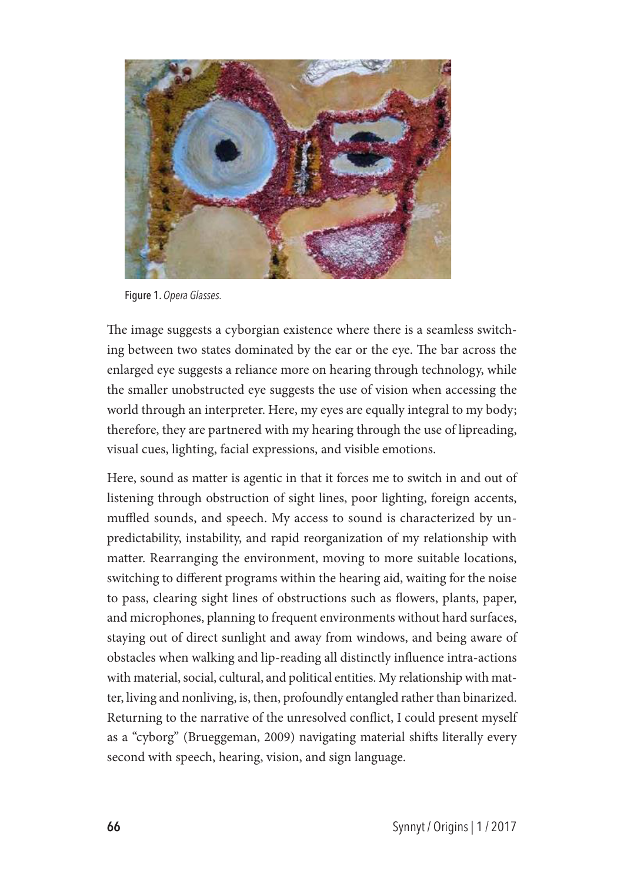Figure 1. *Opera Glasses.*

The image suggests a cyborgian existence where there is a seamless switching between two states dominated by the ear or the eye. The bar across the enlarged eye suggests a reliance more on hearing through technology, while the smaller unobstructed eye suggests the use of vision when accessing the world through an interpreter. Here, my eyes are equally integral to my body; therefore, they are partnered with my hearing through the use of lipreading, visual cues, lighting, facial expressions, and visible emotions.

Here, sound as matter is agentic in that it forces me to switch in and out of listening through obstruction of sight lines, poor lighting, foreign accents, muffled sounds, and speech. My access to sound is characterized by unpredictability, instability, and rapid reorganization of my relationship with matter. Rearranging the environment, moving to more suitable locations, switching to different programs within the hearing aid, waiting for the noise to pass, clearing sight lines of obstructions such as flowers, plants, paper, and microphones, planning to frequent environments without hard surfaces, staying out of direct sunlight and away from windows, and being aware of obstacles when walking and lip-reading all distinctly influence intra-actions with material, social, cultural, and political entities. My relationship with matter, living and nonliving, is, then, profoundly entangled rather than binarized. Returning to the narrative of the unresolved conflict, I could present myself as a "cyborg" (Brueggeman, 2009) navigating material shifts literally every second with speech, hearing, vision, and sign language.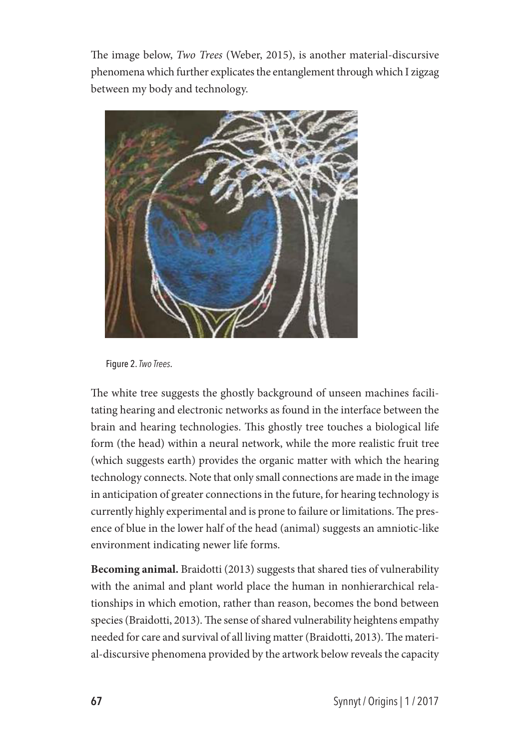The image below, *Two Trees* (Weber, 2015), is another material-discursive phenomena which further explicates the entanglement through which I zigzag between my body and technology.

Figure 2. *Two Trees*.

The white tree suggests the ghostly background of unseen machines facilitating hearing and electronic networks as found in the interface between the brain and hearing technologies. This ghostly tree touches a biological life form (the head) within a neural network, while the more realistic fruit tree (which suggests earth) provides the organic matter with which the hearing technology connects. Note that only small connections are made in the image in anticipation of greater connections in the future, for hearing technology is currently highly experimental and is prone to failure or limitations. The presence of blue in the lower half of the head (animal) suggests an amniotic-like environment indicating newer life forms.

**Becoming animal.** Braidotti (2013) suggests that shared ties of vulnerability with the animal and plant world place the human in nonhierarchical relationships in which emotion, rather than reason, becomes the bond between species (Braidotti, 2013). The sense of shared vulnerability heightens empathy needed for care and survival of all living matter (Braidotti, 2013). The material-discursive phenomena provided by the artwork below reveals the capacity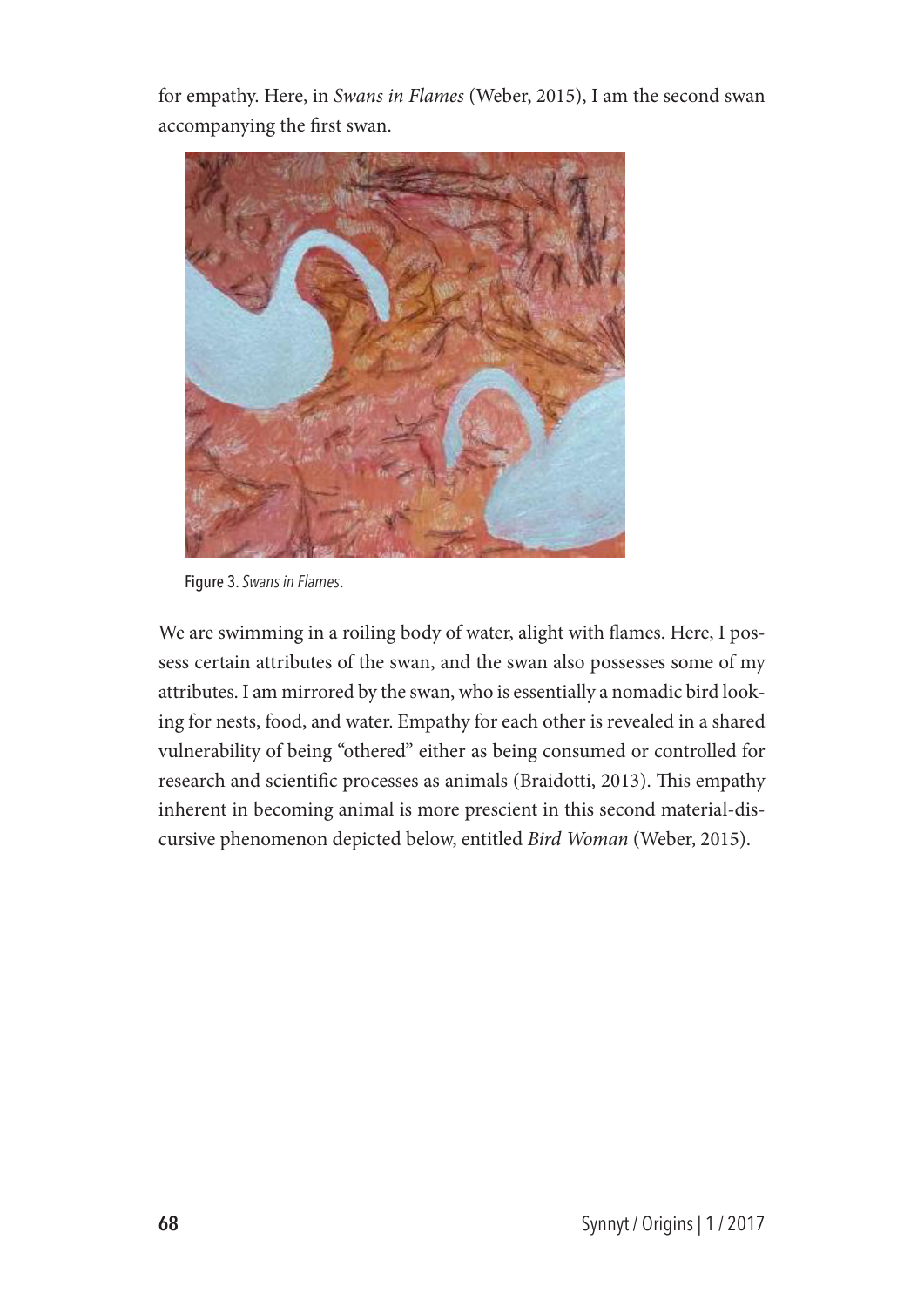for empathy. Here, in *Swans in Flames* (Weber, 2015), I am the second swan accompanying the first swan.

Figure 3. *Swans in Flames*.

We are swimming in a roiling body of water, alight with flames. Here, I possess certain attributes of the swan, and the swan also possesses some of my attributes. I am mirrored by the swan, who is essentially a nomadic bird looking for nests, food, and water. Empathy for each other is revealed in a shared vulnerability of being "othered" either as being consumed or controlled for research and scientific processes as animals (Braidotti, 2013). This empathy inherent in becoming animal is more prescient in this second material-discursive phenomenon depicted below, entitled *Bird Woman* (Weber, 2015).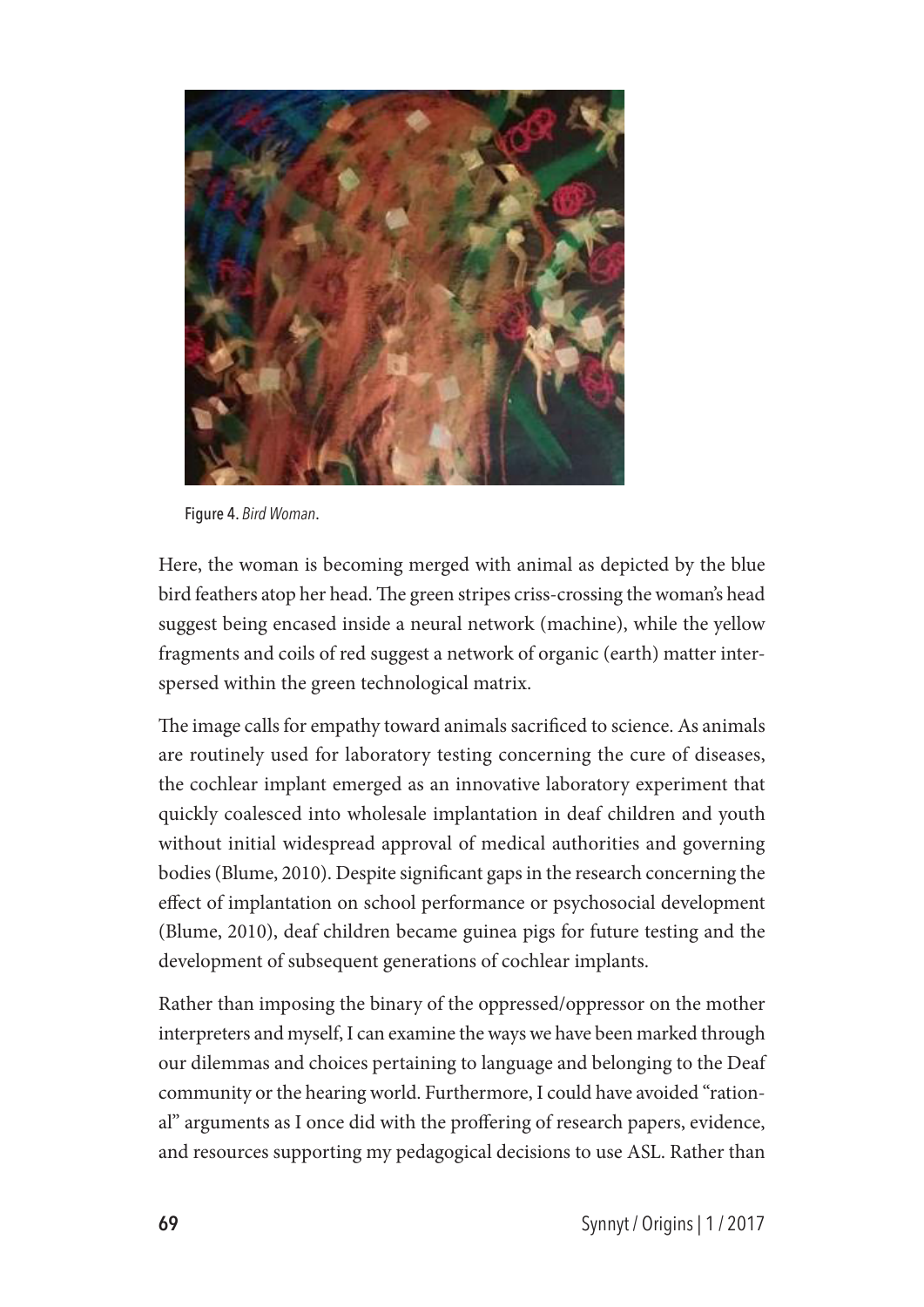Figure 4. *Bird Woman*.

Here, the woman is becoming merged with animal as depicted by the blue bird feathers atop her head. The green stripes criss-crossing the woman's head suggest being encased inside a neural network (machine), while the yellow fragments and coils of red suggest a network of organic (earth) matter interspersed within the green technological matrix.

The image calls for empathy toward animals sacrificed to science. As animals are routinely used for laboratory testing concerning the cure of diseases, the cochlear implant emerged as an innovative laboratory experiment that quickly coalesced into wholesale implantation in deaf children and youth without initial widespread approval of medical authorities and governing bodies (Blume, 2010). Despite significant gaps in the research concerning the effect of implantation on school performance or psychosocial development (Blume, 2010), deaf children became guinea pigs for future testing and the development of subsequent generations of cochlear implants.

Rather than imposing the binary of the oppressed/oppressor on the mother interpreters and myself, I can examine the ways we have been marked through our dilemmas and choices pertaining to language and belonging to the Deaf community or the hearing world. Furthermore, I could have avoided "rational" arguments as I once did with the proffering of research papers, evidence, and resources supporting my pedagogical decisions to use ASL. Rather than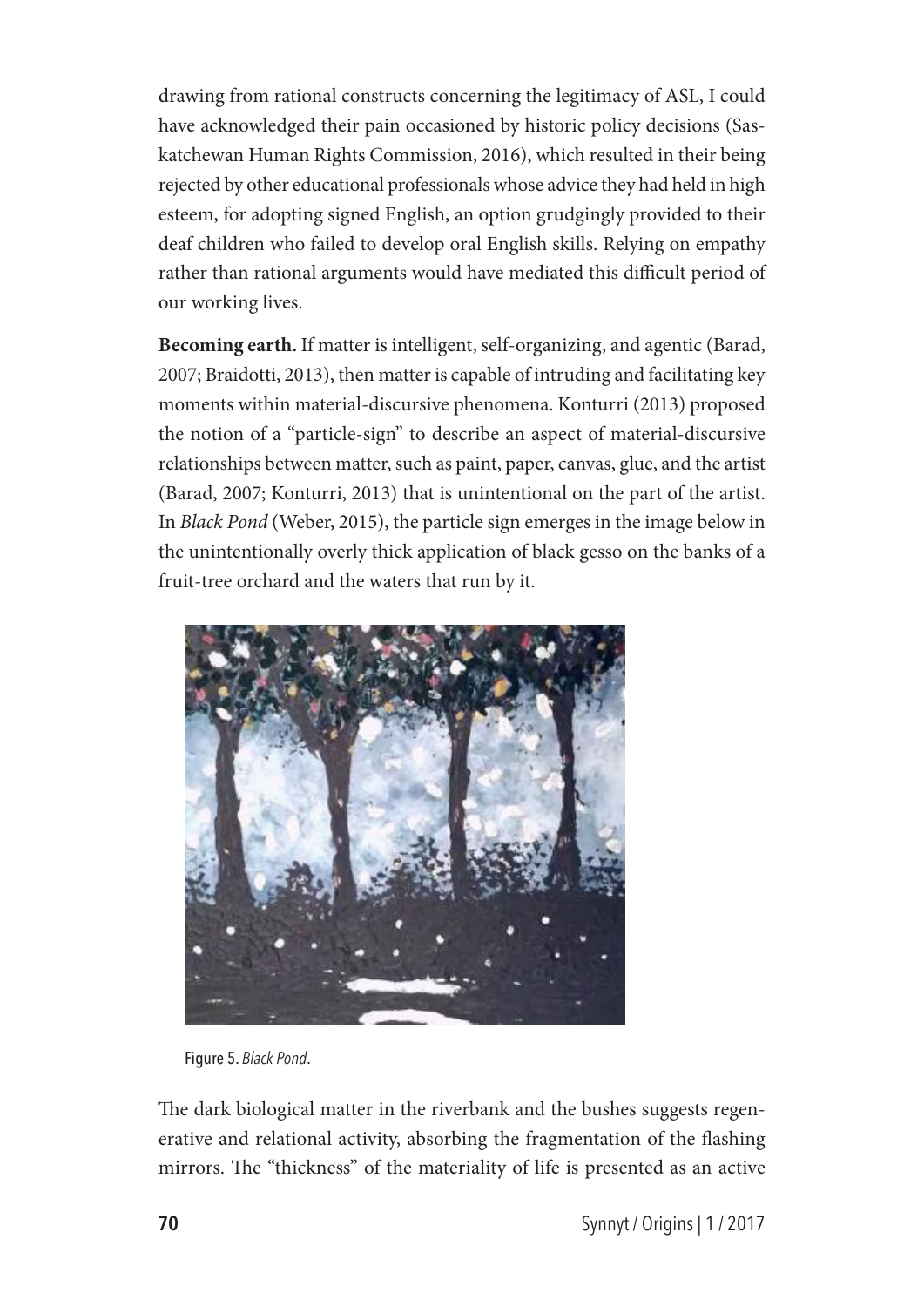drawing from rational constructs concerning the legitimacy of ASL, I could have acknowledged their pain occasioned by historic policy decisions (Saskatchewan Human Rights Commission, 2016), which resulted in their being rejected by other educational professionals whose advice they had held in high esteem, for adopting signed English, an option grudgingly provided to their deaf children who failed to develop oral English skills. Relying on empathy rather than rational arguments would have mediated this difficult period of our working lives.

**Becoming earth.** If matter is intelligent, self-organizing, and agentic (Barad, 2007; Braidotti, 2013), then matter is capable of intruding and facilitating key moments within material-discursive phenomena. Konturri (2013) proposed the notion of a "particle-sign" to describe an aspect of material-discursive relationships between matter, such as paint, paper, canvas, glue, and the artist (Barad, 2007; Konturri, 2013) that is unintentional on the part of the artist. In *Black Pond* (Weber, 2015), the particle sign emerges in the image below in the unintentionally overly thick application of black gesso on the banks of a fruit-tree orchard and the waters that run by it.

Figure 5. *Black Pond*.

The dark biological matter in the riverbank and the bushes suggests regenerative and relational activity, absorbing the fragmentation of the flashing mirrors. The "thickness" of the materiality of life is presented as an active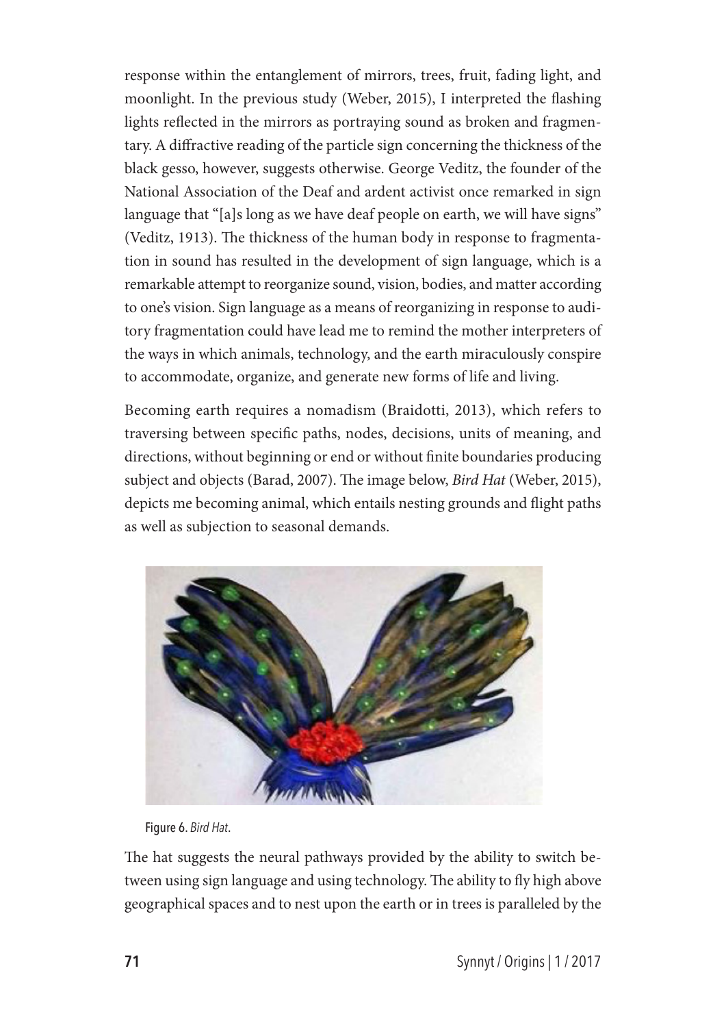response within the entanglement of mirrors, trees, fruit, fading light, and moonlight. In the previous study (Weber, 2015), I interpreted the flashing lights reflected in the mirrors as portraying sound as broken and fragmentary. A diffractive reading of the particle sign concerning the thickness of the black gesso, however, suggests otherwise. George Veditz, the founder of the National Association of the Deaf and ardent activist once remarked in sign language that "[a]s long as we have deaf people on earth, we will have signs" (Veditz, 1913). The thickness of the human body in response to fragmentation in sound has resulted in the development of sign language, which is a remarkable attempt to reorganize sound, vision, bodies, and matter according to one's vision. Sign language as a means of reorganizing in response to auditory fragmentation could have lead me to remind the mother interpreters of the ways in which animals, technology, and the earth miraculously conspire to accommodate, organize, and generate new forms of life and living.

Becoming earth requires a nomadism (Braidotti, 2013), which refers to traversing between specific paths, nodes, decisions, units of meaning, and directions, without beginning or end or without finite boundaries producing subject and objects (Barad, 2007). The image below, *Bird Hat* (Weber, 2015), depicts me becoming animal, which entails nesting grounds and flight paths as well as subjection to seasonal demands.

Figure 6. *Bird Hat*.

The hat suggests the neural pathways provided by the ability to switch between using sign language and using technology. The ability to fly high above geographical spaces and to nest upon the earth or in trees is paralleled by the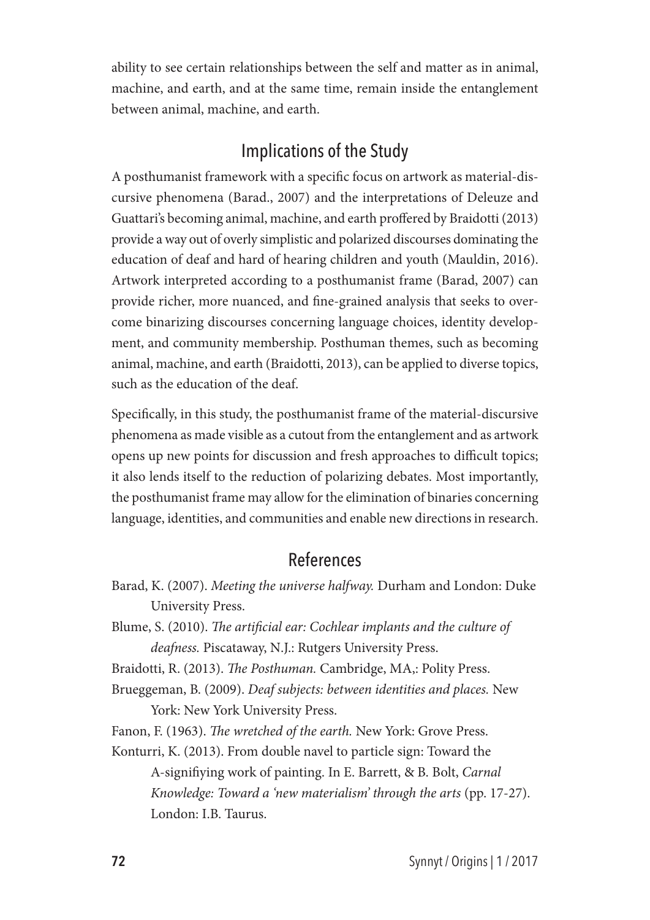ability to see certain relationships between the self and matter as in animal, machine, and earth, and at the same time, remain inside the entanglement between animal, machine, and earth.

## Implications of the Study

A posthumanist framework with a specific focus on artwork as material-discursive phenomena (Barad., 2007) and the interpretations of Deleuze and Guattari's becoming animal, machine, and earth proffered by Braidotti (2013) provide a way out of overly simplistic and polarized discourses dominating the education of deaf and hard of hearing children and youth (Mauldin, 2016). Artwork interpreted according to a posthumanist frame (Barad, 2007) can provide richer, more nuanced, and fine-grained analysis that seeks to overcome binarizing discourses concerning language choices, identity development, and community membership. Posthuman themes, such as becoming animal, machine, and earth (Braidotti, 2013), can be applied to diverse topics, such as the education of the deaf.

Specifically, in this study, the posthumanist frame of the material-discursive phenomena as made visible as a cutout from the entanglement and as artwork opens up new points for discussion and fresh approaches to difficult topics; it also lends itself to the reduction of polarizing debates. Most importantly, the posthumanist frame may allow for the elimination of binaries concerning language, identities, and communities and enable new directions in research.

## References

Barad, K. (2007). *Meeting the universe halfway.* Durham and London: Duke University Press.

Blume, S. (2010). *The artificial ear: Cochlear implants and the culture of deafness.* Piscataway, N.J.: Rutgers University Press.

Braidotti, R. (2013). *The Posthuman.* Cambridge, MA,: Polity Press.

Brueggeman, B. (2009). *Deaf subjects: between identities and places.* New York: New York University Press.

Fanon, F. (1963). *The wretched of the earth.* New York: Grove Press.

Konturri, K. (2013). From double navel to particle sign: Toward the A-signifiying work of painting. In E. Barrett, & B. Bolt, *Carnal Knowledge: Toward a 'new materialism' through the arts* (pp. 17-27). London: I.B. Taurus.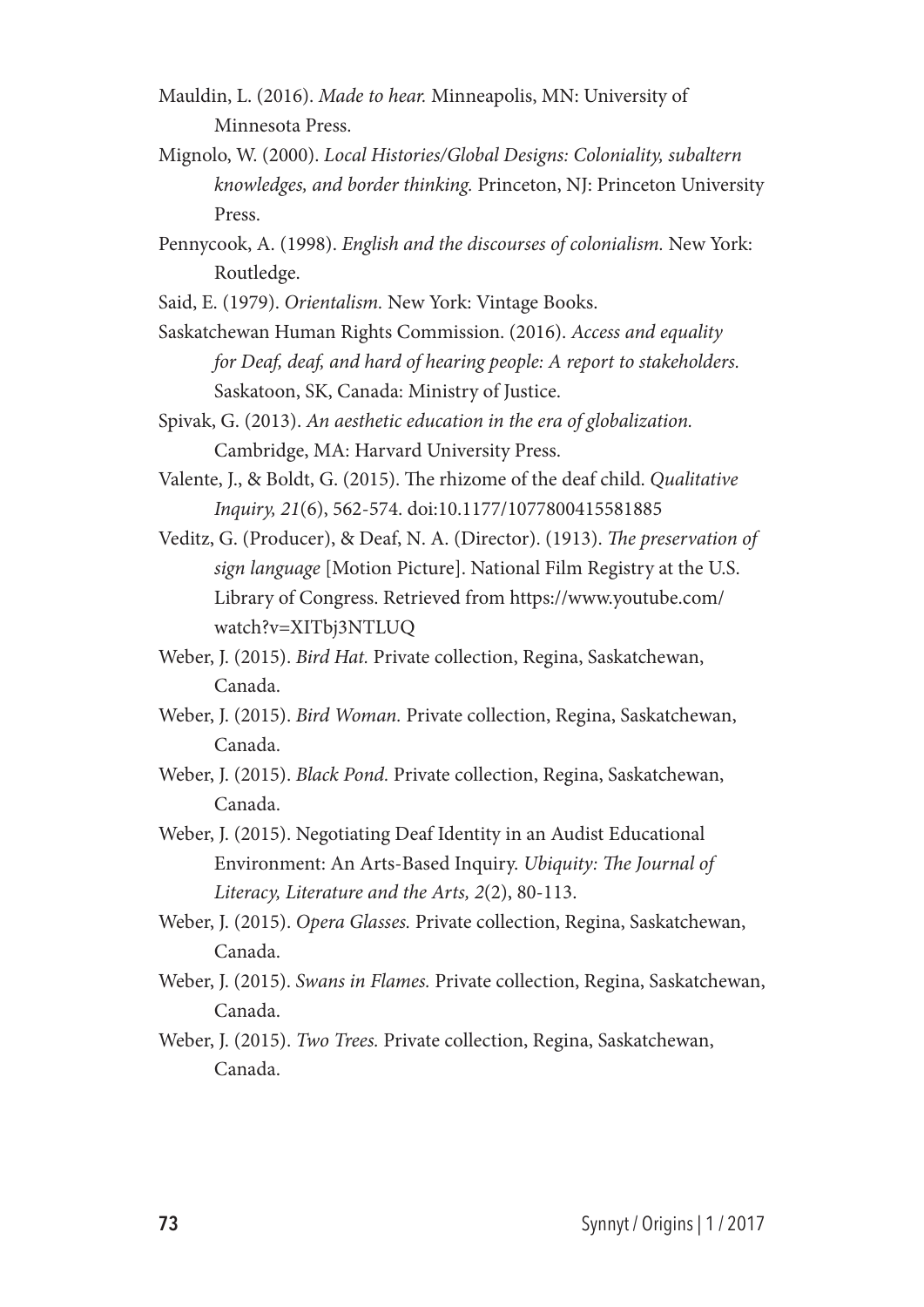Mauldin, L. (2016). *Made to hear.* Minneapolis, MN: University of Minnesota Press.

Mignolo, W. (2000). *Local Histories/Global Designs: Coloniality, subaltern knowledges, and border thinking.* Princeton, NJ: Princeton University Press.

Pennycook, A. (1998). *English and the discourses of colonialism.* New York: Routledge.

Said, E. (1979). *Orientalism.* New York: Vintage Books.

Saskatchewan Human Rights Commission. (2016). *Access and equality for Deaf, deaf, and hard of hearing people: A report to stakeholders.* Saskatoon, SK, Canada: Ministry of Justice.

Spivak, G. (2013). *An aesthetic education in the era of globalization.* Cambridge, MA: Harvard University Press.

Valente, J., & Boldt, G. (2015). The rhizome of the deaf child. *Qualitative Inquiry, 21*(6), 562-574. doi:10.1177/1077800415581885

Veditz, G. (Producer), & Deaf, N. A. (Director). (1913). *The preservation of sign language* [Motion Picture]. National Film Registry at the U.S. Library of Congress. Retrieved from https://www.youtube.com/watch?v=XITbj3NTLUQ

Weber, J. (2015). *Bird Hat.* Private collection, Regina, Saskatchewan, Canada.

Weber, J. (2015). *Bird Woman.* Private collection, Regina, Saskatchewan, Canada.

Weber, J. (2015). *Black Pond.* Private collection, Regina, Saskatchewan, Canada.

Weber, J. (2015). Negotiating Deaf Identity in an Audist Educational Environment: An Arts-Based Inquiry. *Ubiquity: The Journal of Literacy, Literature and the Arts, 2*(2), 80-113.

Weber, J. (2015). *Opera Glasses.* Private collection, Regina, Saskatchewan, Canada.

Weber, J. (2015). *Swans in Flames.* Private collection, Regina, Saskatchewan, Canada.

Weber, J. (2015). *Two Trees.* Private collection, Regina, Saskatchewan, Canada.